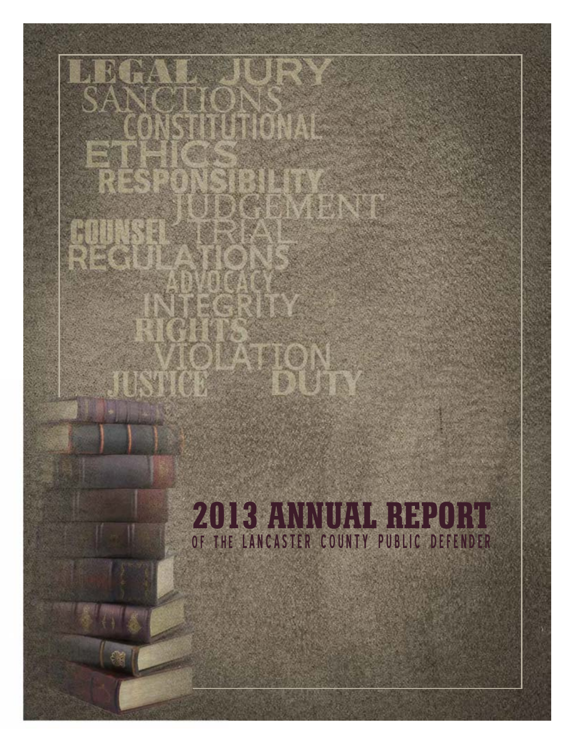LEGAL JURY
SANCTIONS
CONSTITUTIONAL
ETHICS
RESPONSIBILITY
JUDGEMENT
COUNSEL TRIAL
REGULATIONS
ADVOCACY
INTEGRITY
RIGHTS
VIOLATION
JUSTICE DUTY

# 2013 ANNUAL REPORT

## OF THE LANCASTER COUNTY PUBLIC DEFENDER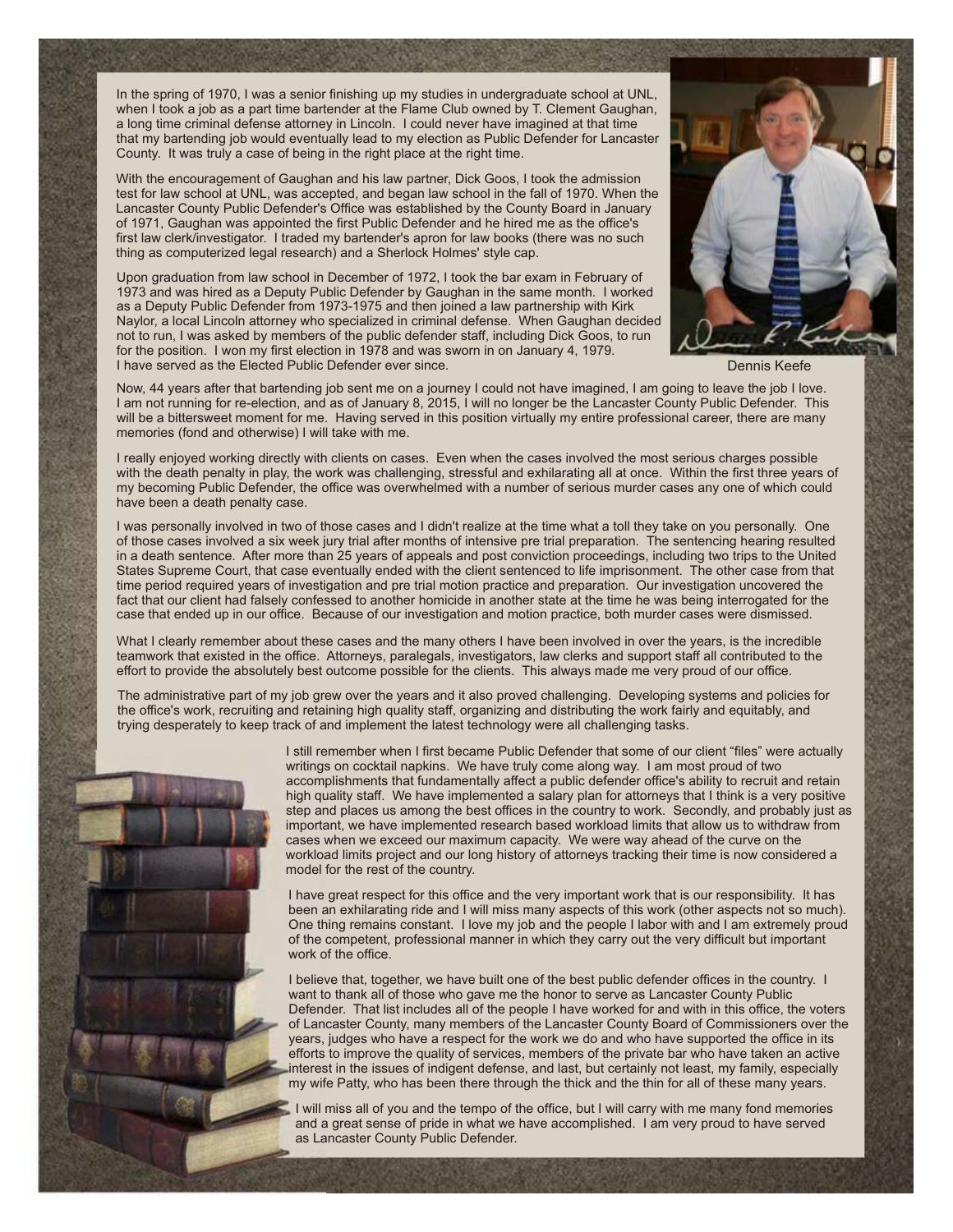In the spring of 1970, I was a senior finishing up my studies in undergraduate school at UNL, when I took a job as a part time bartender at the Flame Club owned by T. Clement Gaughan, a long time criminal defense attorney in Lincoln. I could never have imagined at that time that my bartending job would eventually lead to my election as Public Defender for Lancaster County. It was truly a case of being in the right place at the right time.

With the encouragement of Gaughan and his law partner, Dick Goos, I took the admission test for law school at UNL, was accepted, and began law school in the fall of 1970. When the Lancaster County Public Defender's Office was established by the County Board in January of 1971, Gaughan was appointed the first Public Defender and he hired me as the office's first law clerk/investigator. I traded my bartender's apron for law books (there was no such thing as computerized legal research) and a Sherlock Holmes' style cap.

Upon graduation from law school in December of 1972, I took the bar exam in February of 1973 and was hired as a Deputy Public Defender by Gaughan in the same month. I worked as a Deputy Public Defender from 1973-1975 and then joined a law partnership with Kirk Naylor, a local Lincoln attorney who specialized in criminal defense. When Gaughan decided not to run, I was asked by members of the public defender staff, including Dick Goos, to run for the position. I won my first election in 1978 and was sworn in on January 4, 1979. I have served as the Elected Public Defender ever since.

Dennis Keefe

Now, 44 years after that bartending job sent me on a journey I could not have imagined, I am going to leave the job I love. I am not running for re-election, and as of January 8, 2015, I will no longer be the Lancaster County Public Defender. This will be a bittersweet moment for me. Having served in this position virtually my entire professional career, there are many memories (fond and otherwise) I will take with me.

I really enjoyed working directly with clients on cases. Even when the cases involved the most serious charges possible with the death penalty in play, the work was challenging, stressful and exhilarating all at once. Within the first three years of my becoming Public Defender, the office was overwhelmed with a number of serious murder cases any one of which could have been a death penalty case.

I was personally involved in two of those cases and I didn't realize at the time what a toll they take on you personally. One of those cases involved a six week jury trial after months of intensive pre trial preparation. The sentencing hearing resulted in a death sentence. After more than 25 years of appeals and post conviction proceedings, including two trips to the United States Supreme Court, that case eventually ended with the client sentenced to life imprisonment. The other case from that time period required years of investigation and pre trial motion practice and preparation. Our investigation uncovered the fact that our client had falsely confessed to another homicide in another state at the time he was being interrogated for the case that ended up in our office. Because of our investigation and motion practice, both murder cases were dismissed.

What I clearly remember about these cases and the many others I have been involved in over the years, is the incredible teamwork that existed in the office. Attorneys, paralegals, investigators, law clerks and support staff all contributed to the effort to provide the absolutely best outcome possible for the clients. This always made me very proud of our office.

The administrative part of my job grew over the years and it also proved challenging. Developing systems and policies for the office's work, recruiting and retaining high quality staff, organizing and distributing the work fairly and equitably, and trying desperately to keep track of and implement the latest technology were all challenging tasks.

I still remember when I first became Public Defender that some of our client "files" were actually writings on cocktail napkins. We have truly come along way. I am most proud of two accomplishments that fundamentally affect a public defender office's ability to recruit and retain high quality staff. We have implemented a salary plan for attorneys that I think is a very positive step and places us among the best offices in the country to work. Secondly, and probably just as important, we have implemented research based workload limits that allow us to withdraw from cases when we exceed our maximum capacity. We were way ahead of the curve on the workload limits project and our long history of attorneys tracking their time is now considered a model for the rest of the country.

I have great respect for this office and the very important work that is our responsibility. It has been an exhilarating ride and I will miss many aspects of this work (other aspects not so much). One thing remains constant. I love my job and the people I labor with and I am extremely proud of the competent, professional manner in which they carry out the very difficult but important work of the office.

I believe that, together, we have built one of the best public defender offices in the country. I want to thank all of those who gave me the honor to serve as Lancaster County Public Defender. That list includes all of the people I have worked for and with in this office, the voters of Lancaster County, many members of the Lancaster County Board of Commissioners over the years, judges who have a respect for the work we do and who have supported the office in its efforts to improve the quality of services, members of the private bar who have taken an active interest in the issues of indigent defense, and last, but certainly not least, my family, especially my wife Patty, who has been there through the thick and the thin for all of these many years.

I will miss all of you and the tempo of the office, but I will carry with me many fond memories and a great sense of pride in what we have accomplished. I am very proud to have served as Lancaster County Public Defender.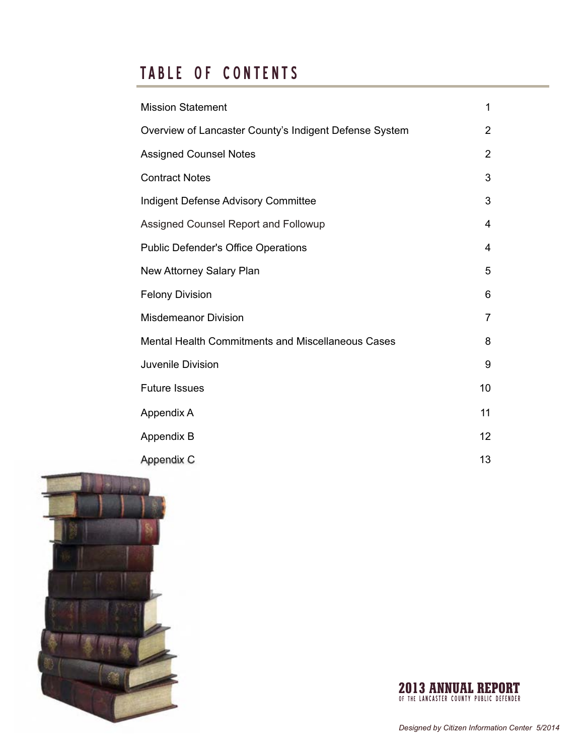# TABLE OF CONTENTS

| | |
|---|---|
| Mission Statement | 1 |
| Overview of Lancaster County's Indigent Defense System | 2 |
| Assigned Counsel Notes | 2 |
| Contract Notes | 3 |
| Indigent Defense Advisory Committee | 3 |
| Assigned Counsel Report and Followup | 4 |
| Public Defender's Office Operations | 4 |
| New Attorney Salary Plan | 5 |
| Felony Division | 6 |
| Misdemeanor Division | 7 |
| Mental Health Commitments and Miscellaneous Cases | 8 |
| Juvenile Division | 9 |
| Future Issues | 10 |
| Appendix A | 11 |
| Appendix B | 12 |
| Appendix C | 13 |

**2013 ANNUAL REPORT**
OF THE LANCASTER COUNTY PUBLIC DEFENDER

*Designed by Citizen Information Center 5/2014*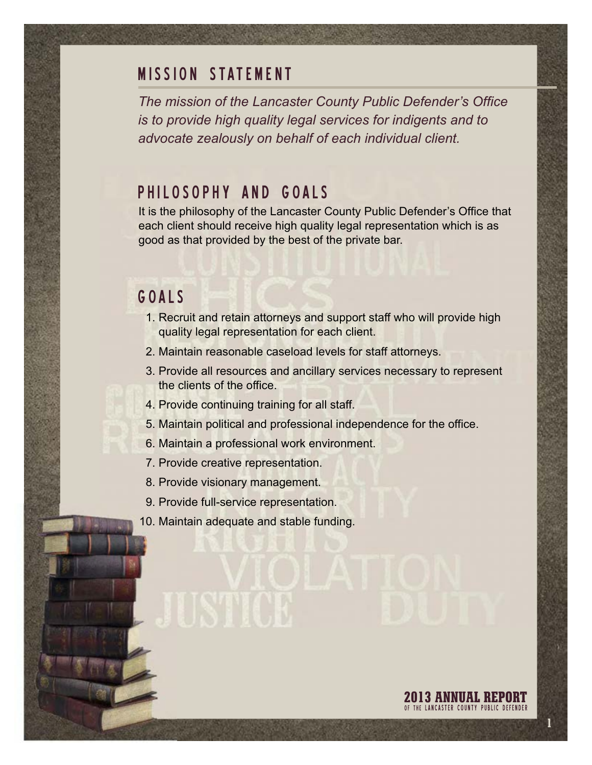## MISSION STATEMENT

*The mission of the Lancaster County Public Defender's Office is to provide high quality legal services for indigents and to advocate zealously on behalf of each individual client.*

## PHILOSOPHY AND GOALS

It is the philosophy of the Lancaster County Public Defender's Office that each client should receive high quality legal representation which is as good as that provided by the best of the private bar.

## GOALS

1. Recruit and retain attorneys and support staff who will provide high quality legal representation for each client.
2. Maintain reasonable caseload levels for staff attorneys.
3. Provide all resources and ancillary services necessary to represent the clients of the office.
4. Provide continuing training for all staff.
5. Maintain political and professional independence for the office.
6. Maintain a professional work environment.
7. Provide creative representation.
8. Provide visionary management.
9. Provide full-service representation.
10. Maintain adequate and stable funding.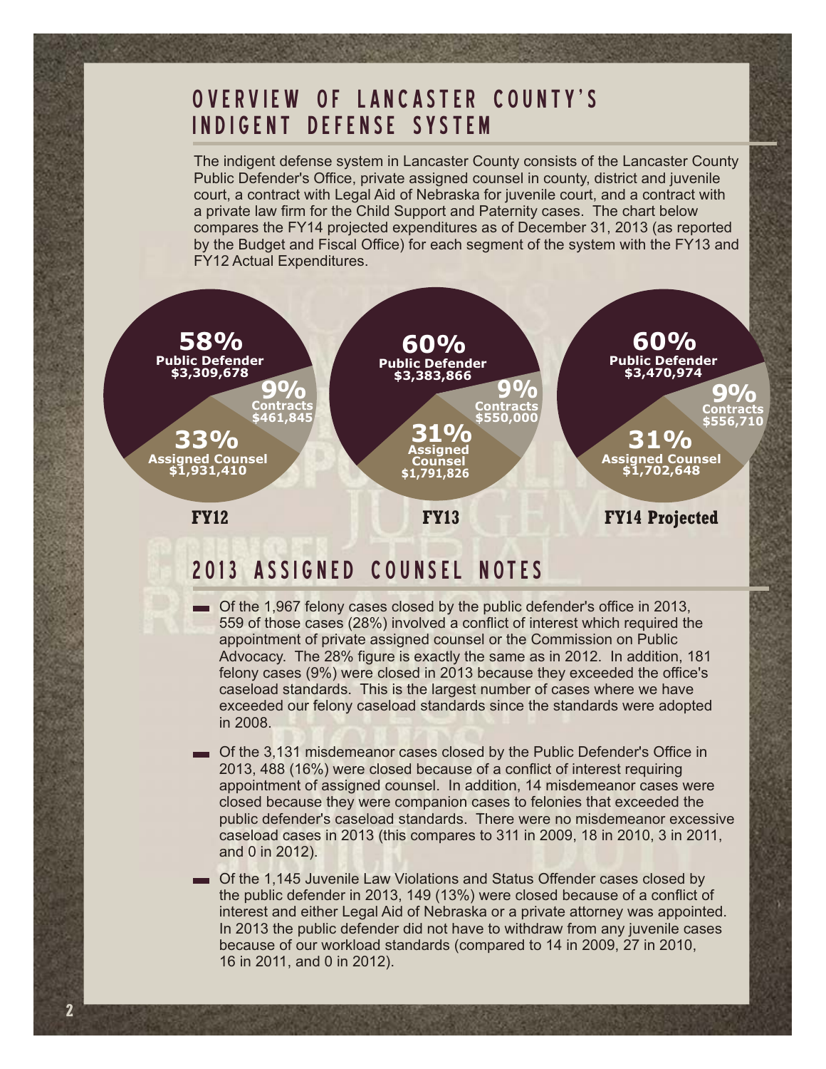# OVERVIEW OF LANCASTER COUNTY'S INDIGENT DEFENSE SYSTEM

The indigent defense system in Lancaster County consists of the Lancaster County Public Defender's Office, private assigned counsel in county, district and juvenile court, a contract with Legal Aid of Nebraska for juvenile court, and a contract with a private law firm for the Child Support and Paternity cases. The chart below compares the FY14 projected expenditures as of December 31, 2013 (as reported by the Budget and Fiscal Office) for each segment of the system with the FY13 and FY12 Actual Expenditures.

| | FY12 | FY13 | FY14 Projected |
|---|---|---|---|
| Public Defender | 58% $3,309,678 | 60% $3,383,866 | 60% $3,470,974 |
| Contracts | 9% $461,845 | 9% $550,000 | 9% $556,710 |
| Assigned Counsel | 33% $1,931,410 | 31% $1,791,826 | 31% $1,702,648 |

# 2013 ASSIGNED COUNSEL NOTES

- Of the 1,967 felony cases closed by the public defender's office in 2013, 559 of those cases (28%) involved a conflict of interest which required the appointment of private assigned counsel or the Commission on Public Advocacy. The 28% figure is exactly the same as in 2012. In addition, 181 felony cases (9%) were closed in 2013 because they exceeded the office's caseload standards. This is the largest number of cases where we have exceeded our felony caseload standards since the standards were adopted in 2008.

- Of the 3,131 misdemeanor cases closed by the Public Defender's Office in 2013, 488 (16%) were closed because of a conflict of interest requiring appointment of assigned counsel. In addition, 14 misdemeanor cases were closed because they were companion cases to felonies that exceeded the public defender's caseload standards. There were no misdemeanor excessive caseload cases in 2013 (this compares to 311 in 2009, 18 in 2010, 3 in 2011, and 0 in 2012).

- Of the 1,145 Juvenile Law Violations and Status Offender cases closed by the public defender in 2013, 149 (13%) were closed because of a conflict of interest and either Legal Aid of Nebraska or a private attorney was appointed. In 2013 the public defender did not have to withdraw from any juvenile cases because of our workload standards (compared to 14 in 2009, 27 in 2010, 16 in 2011, and 0 in 2012).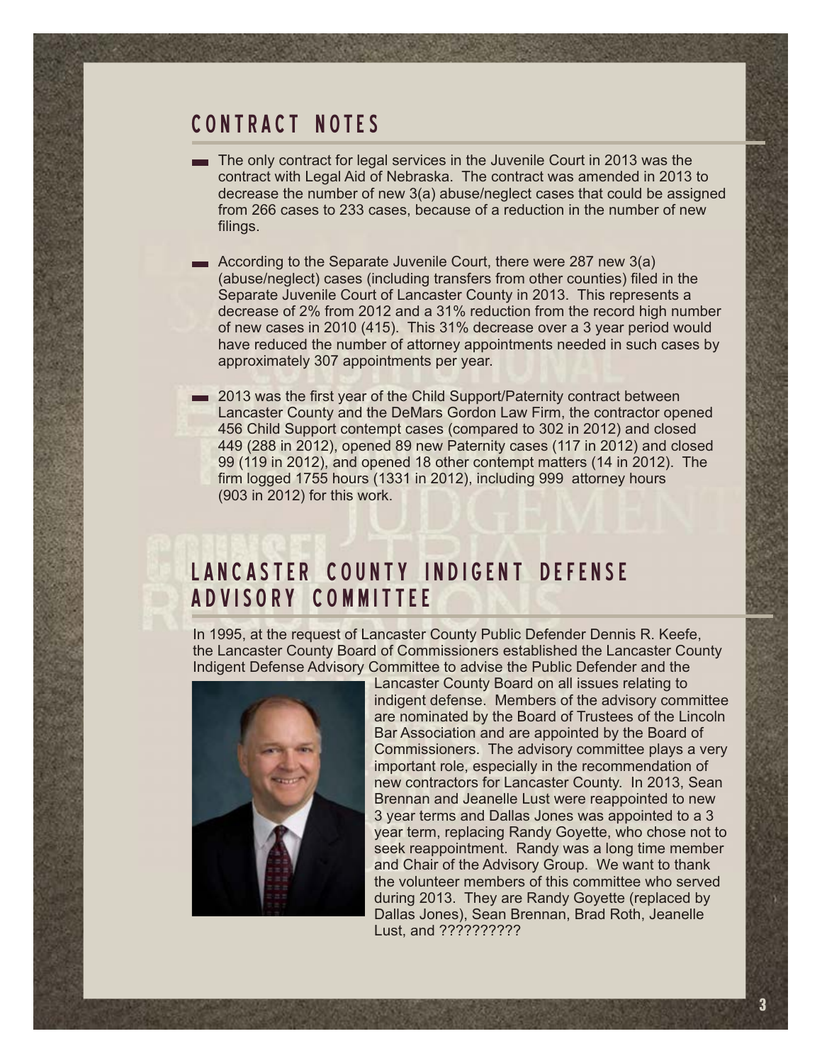## CONTRACT NOTES

- The only contract for legal services in the Juvenile Court in 2013 was the contract with Legal Aid of Nebraska. The contract was amended in 2013 to decrease the number of new 3(a) abuse/neglect cases that could be assigned from 266 cases to 233 cases, because of a reduction in the number of new filings.

- According to the Separate Juvenile Court, there were 287 new 3(a) (abuse/neglect) cases (including transfers from other counties) filed in the Separate Juvenile Court of Lancaster County in 2013. This represents a decrease of 2% from 2012 and a 31% reduction from the record high number of new cases in 2010 (415). This 31% decrease over a 3 year period would have reduced the number of attorney appointments needed in such cases by approximately 307 appointments per year.

- 2013 was the first year of the Child Support/Paternity contract between Lancaster County and the DeMars Gordon Law Firm, the contractor opened 456 Child Support contempt cases (compared to 302 in 2012) and closed 449 (288 in 2012), opened 89 new Paternity cases (117 in 2012) and closed 99 (119 in 2012), and opened 18 other contempt matters (14 in 2012). The firm logged 1755 hours (1331 in 2012), including 999 attorney hours (903 in 2012) for this work.

## LANCASTER COUNTY INDIGENT DEFENSE ADVISORY COMMITTEE

In 1995, at the request of Lancaster County Public Defender Dennis R. Keefe, the Lancaster County Board of Commissioners established the Lancaster County Indigent Defense Advisory Committee to advise the Public Defender and the Lancaster County Board on all issues relating to indigent defense. Members of the advisory committee are nominated by the Board of Trustees of the Lincoln Bar Association and are appointed by the Board of Commissioners. The advisory committee plays a very important role, especially in the recommendation of new contractors for Lancaster County. In 2013, Sean Brennan and Jeanelle Lust were reappointed to new 3 year terms and Dallas Jones was appointed to a 3 year term, replacing Randy Goyette, who chose not to seek reappointment. Randy was a long time member and Chair of the Advisory Group. We want to thank the volunteer members of this committee who served during 2013. They are Randy Goyette (replaced by Dallas Jones), Sean Brennan, Brad Roth, Jeanelle Lust, and ??????????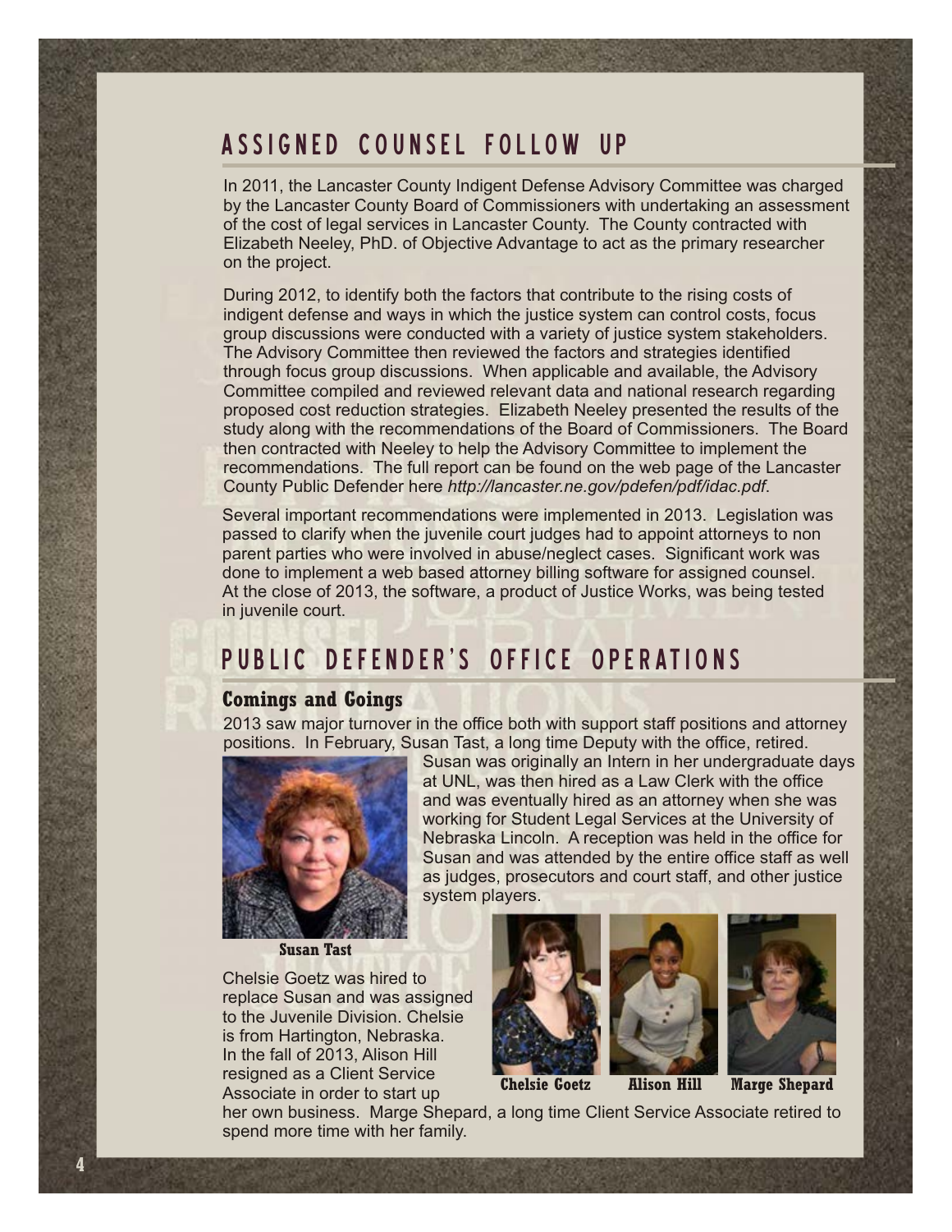## ASSIGNED COUNSEL FOLLOW UP

In 2011, the Lancaster County Indigent Defense Advisory Committee was charged by the Lancaster County Board of Commissioners with undertaking an assessment of the cost of legal services in Lancaster County. The County contracted with Elizabeth Neeley, PhD. of Objective Advantage to act as the primary researcher on the project.

During 2012, to identify both the factors that contribute to the rising costs of indigent defense and ways in which the justice system can control costs, focus group discussions were conducted with a variety of justice system stakeholders. The Advisory Committee then reviewed the factors and strategies identified through focus group discussions. When applicable and available, the Advisory Committee compiled and reviewed relevant data and national research regarding proposed cost reduction strategies. Elizabeth Neeley presented the results of the study along with the recommendations of the Board of Commissioners. The Board then contracted with Neeley to help the Advisory Committee to implement the recommendations. The full report can be found on the web page of the Lancaster County Public Defender here *http://lancaster.ne.gov/pdefen/pdf/idac.pdf*.

Several important recommendations were implemented in 2013. Legislation was passed to clarify when the juvenile court judges had to appoint attorneys to non parent parties who were involved in abuse/neglect cases. Significant work was done to implement a web based attorney billing software for assigned counsel. At the close of 2013, the software, a product of Justice Works, was being tested in juvenile court.

## PUBLIC DEFENDER'S OFFICE OPERATIONS

### Comings and Goings

2013 saw major turnover in the office both with support staff positions and attorney positions. In February, Susan Tast, a long time Deputy with the office, retired. Susan was originally an Intern in her undergraduate days at UNL, was then hired as a Law Clerk with the office and was eventually hired as an attorney when she was working for Student Legal Services at the University of Nebraska Lincoln. A reception was held in the office for Susan and was attended by the entire office staff as well as judges, prosecutors and court staff, and other justice system players.

**Susan Tast**

Chelsie Goetz was hired to replace Susan and was assigned to the Juvenile Division. Chelsie is from Hartington, Nebraska. In the fall of 2013, Alison Hill resigned as a Client Service Associate in order to start up her own business. Marge Shepard, a long time Client Service Associate retired to spend more time with her family.

**Chelsie Goetz** **Alison Hill** **Marge Shepard**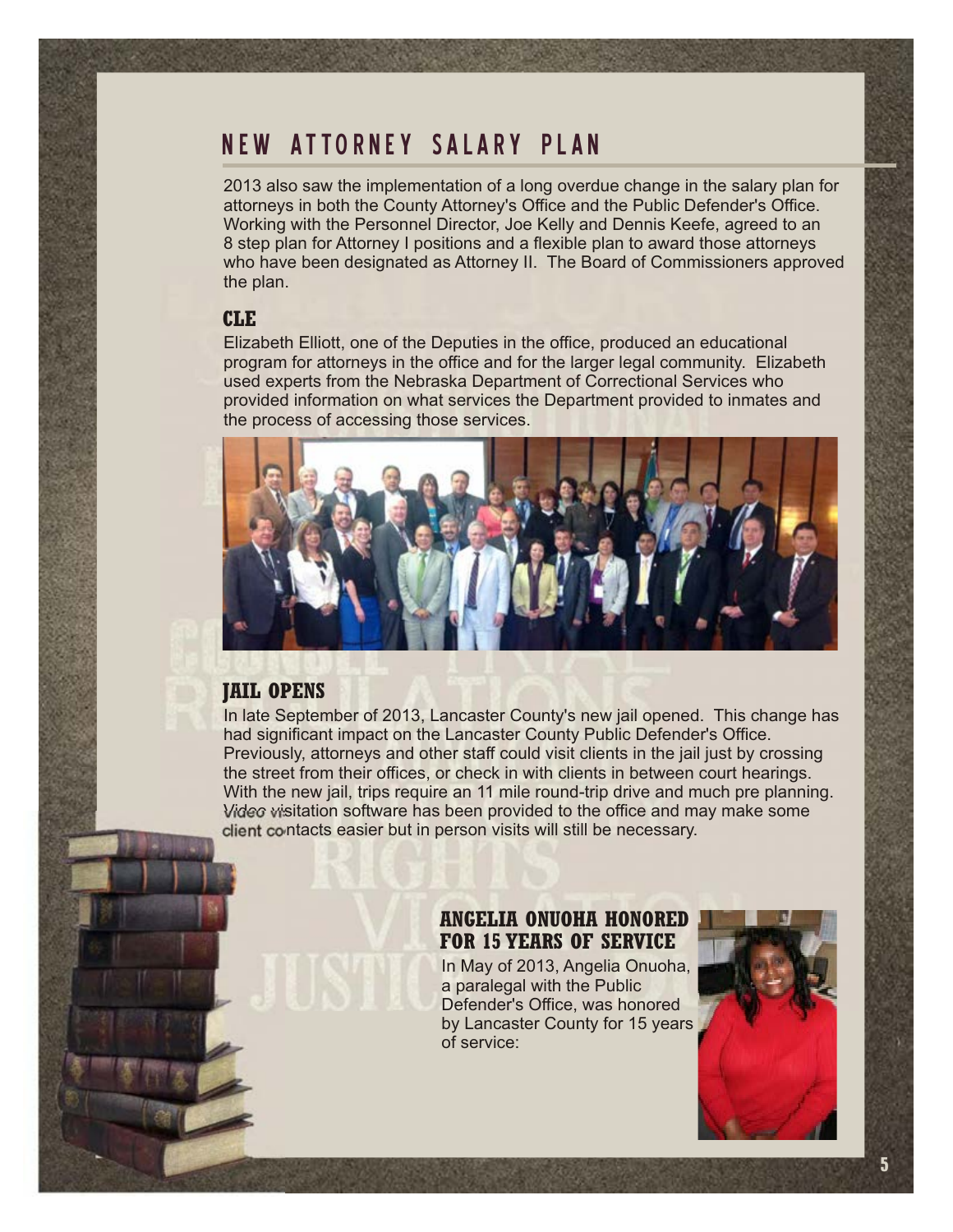## NEW ATTORNEY SALARY PLAN

2013 also saw the implementation of a long overdue change in the salary plan for attorneys in both the County Attorney's Office and the Public Defender's Office. Working with the Personnel Director, Joe Kelly and Dennis Keefe, agreed to an 8 step plan for Attorney I positions and a flexible plan to award those attorneys who have been designated as Attorney II. The Board of Commissioners approved the plan.

### CLE

Elizabeth Elliott, one of the Deputies in the office, produced an educational program for attorneys in the office and for the larger legal community. Elizabeth used experts from the Nebraska Department of Correctional Services who provided information on what services the Department provided to inmates and the process of accessing those services.

### JAIL OPENS

In late September of 2013, Lancaster County's new jail opened. This change has had significant impact on the Lancaster County Public Defender's Office. Previously, attorneys and other staff could visit clients in the jail just by crossing the street from their offices, or check in with clients in between court hearings. With the new jail, trips require an 11 mile round-trip drive and much pre planning. Video visitation software has been provided to the office and may make some client contacts easier but in person visits will still be necessary.

### ANGELIA ONUOHA HONORED FOR 15 YEARS OF SERVICE

In May of 2013, Angelia Onuoha, a paralegal with the Public Defender's Office, was honored by Lancaster County for 15 years of service: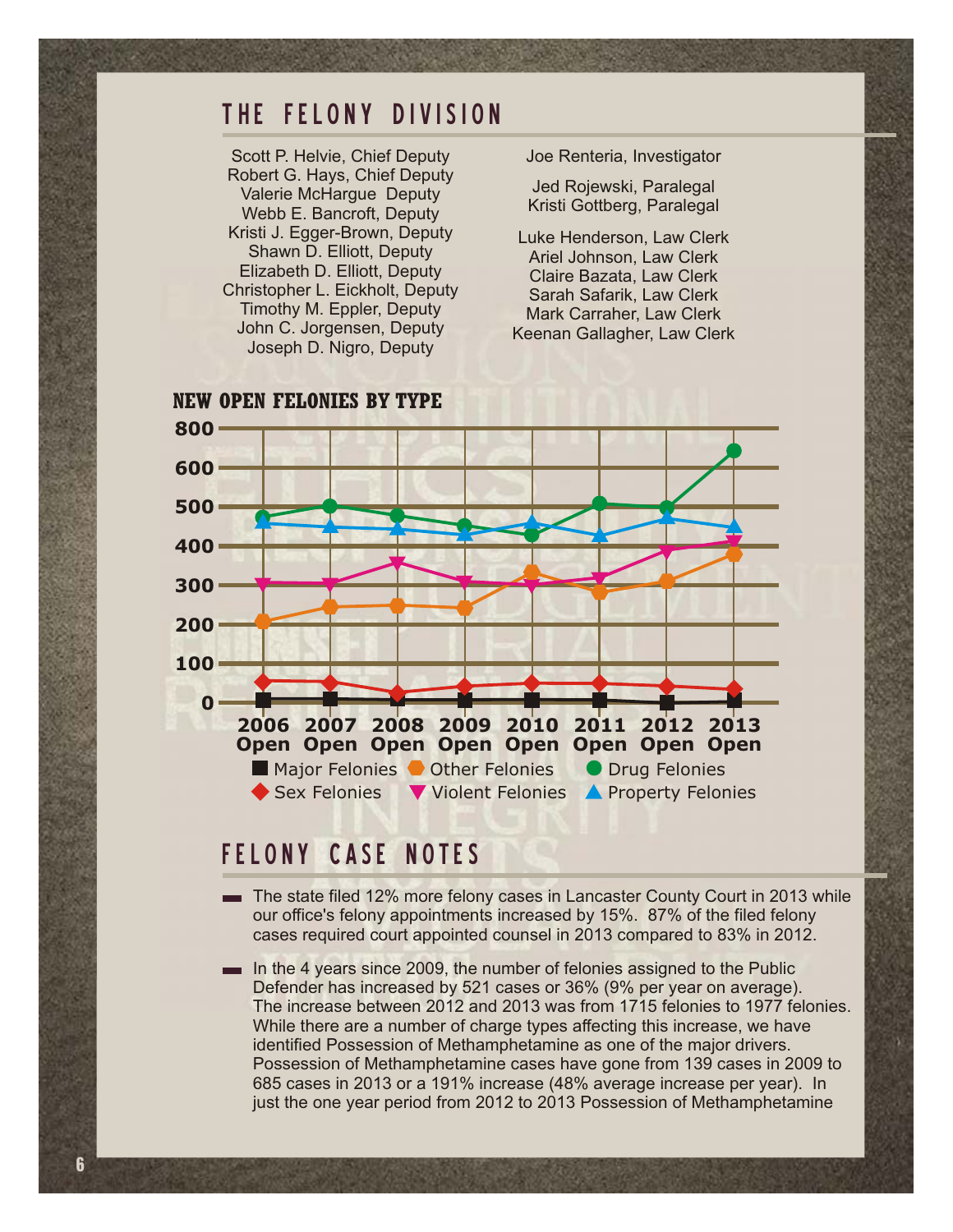# THE FELONY DIVISION

Scott P. Helvie, Chief Deputy
Robert G. Hays, Chief Deputy
Valerie McHargue Deputy
Webb E. Bancroft, Deputy
Kristi J. Egger-Brown, Deputy
Shawn D. Elliott, Deputy
Elizabeth D. Elliott, Deputy
Christopher L. Eickholt, Deputy
Timothy M. Eppler, Deputy
John C. Jorgensen, Deputy
Joseph D. Nigro, Deputy

Joe Renteria, Investigator

Jed Rojewski, Paralegal
Kristi Gottberg, Paralegal

Luke Henderson, Law Clerk
Ariel Johnson, Law Clerk
Claire Bazata, Law Clerk
Sarah Safarik, Law Clerk
Mark Carraher, Law Clerk
Keenan Gallagher, Law Clerk

## NEW OPEN FELONIES BY TYPE

Chart years: 2006 Open, 2007 Open, 2008 Open, 2009 Open, 2010 Open, 2011 Open, 2012 Open, 2013 Open

Legend: Major Felonies, Other Felonies, Drug Felonies, Sex Felonies, Violent Felonies, Property Felonies

# FELONY CASE NOTES

- The state filed 12% more felony cases in Lancaster County Court in 2013 while our office's felony appointments increased by 15%. 87% of the filed felony cases required court appointed counsel in 2013 compared to 83% in 2012.
- In the 4 years since 2009, the number of felonies assigned to the Public Defender has increased by 521 cases or 36% (9% per year on average). The increase between 2012 and 2013 was from 1715 felonies to 1977 felonies. While there are a number of charge types affecting this increase, we have identified Possession of Methamphetamine as one of the major drivers. Possession of Methamphetamine cases have gone from 139 cases in 2009 to 685 cases in 2013 or a 191% increase (48% average increase per year). In just the one year period from 2012 to 2013 Possession of Methamphetamine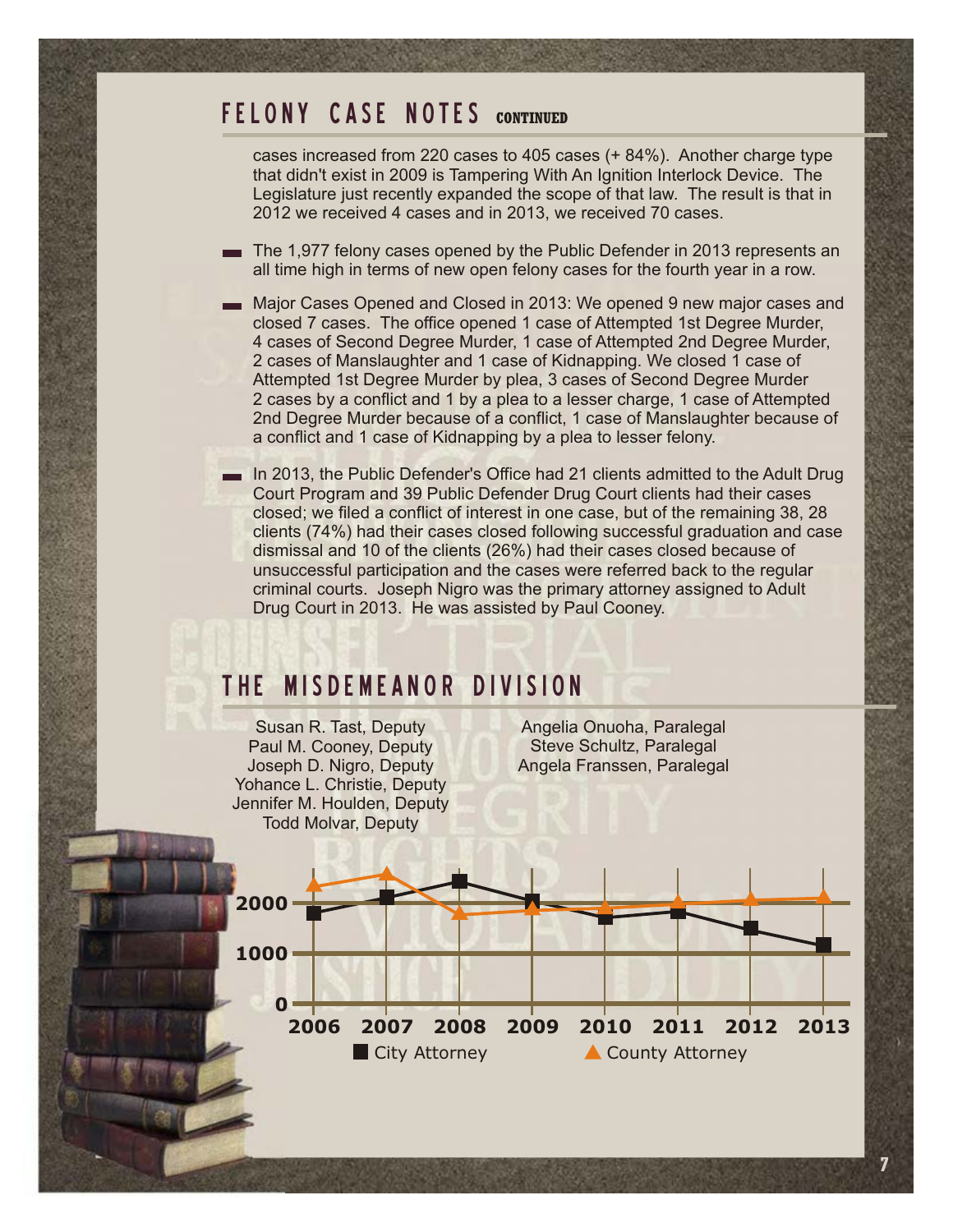## FELONY CASE NOTES CONTINUED

cases increased from 220 cases to 405 cases (+ 84%). Another charge type that didn't exist in 2009 is Tampering With An Ignition Interlock Device. The Legislature just recently expanded the scope of that law. The result is that in 2012 we received 4 cases and in 2013, we received 70 cases.

- The 1,977 felony cases opened by the Public Defender in 2013 represents an all time high in terms of new open felony cases for the fourth year in a row.
- Major Cases Opened and Closed in 2013: We opened 9 new major cases and closed 7 cases. The office opened 1 case of Attempted 1st Degree Murder, 4 cases of Second Degree Murder, 1 case of Attempted 2nd Degree Murder, 2 cases of Manslaughter and 1 case of Kidnapping. We closed 1 case of Attempted 1st Degree Murder by plea, 3 cases of Second Degree Murder 2 cases by a conflict and 1 by a plea to a lesser charge, 1 case of Attempted 2nd Degree Murder because of a conflict, 1 case of Manslaughter because of a conflict and 1 case of Kidnapping by a plea to lesser felony.
- In 2013, the Public Defender's Office had 21 clients admitted to the Adult Drug Court Program and 39 Public Defender Drug Court clients had their cases closed; we filed a conflict of interest in one case, but of the remaining 38, 28 clients (74%) had their cases closed following successful graduation and case dismissal and 10 of the clients (26%) had their cases closed because of unsuccessful participation and the cases were referred back to the regular criminal courts. Joseph Nigro was the primary attorney assigned to Adult Drug Court in 2013. He was assisted by Paul Cooney.

## THE MISDEMEANOR DIVISION

Susan R. Tast, Deputy
Paul M. Cooney, Deputy
Joseph D. Nigro, Deputy
Yohance L. Christie, Deputy
Jennifer M. Houlden, Deputy
Todd Molvar, Deputy

Angelia Onuoha, Paralegal
Steve Schultz, Paralegal
Angela Franssen, Paralegal

■ City Attorney ▲ County Attorney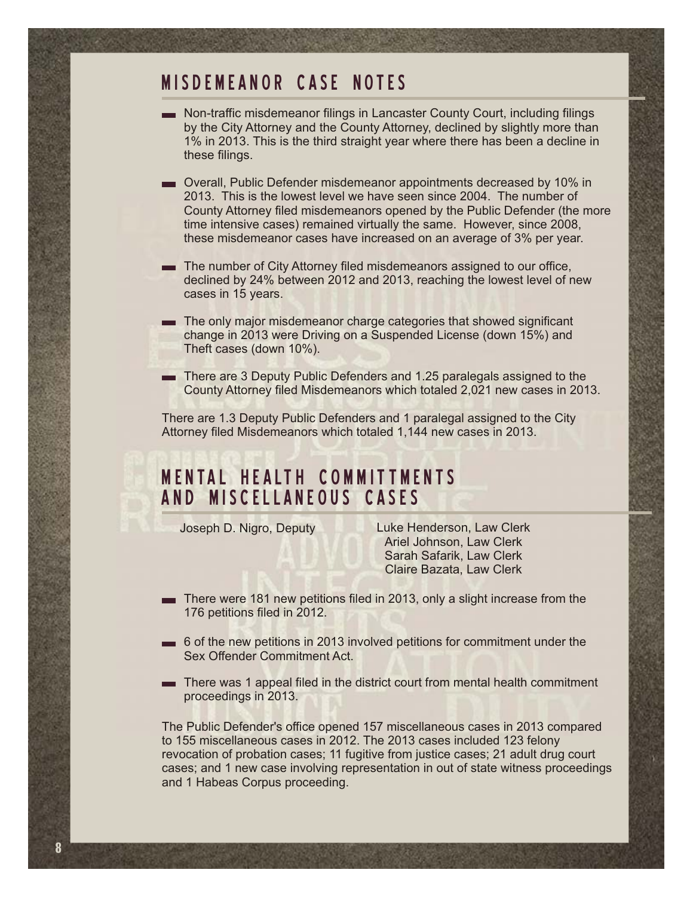## MISDEMEANOR CASE NOTES

- Non-traffic misdemeanor filings in Lancaster County Court, including filings by the City Attorney and the County Attorney, declined by slightly more than 1% in 2013. This is the third straight year where there has been a decline in these filings.
- Overall, Public Defender misdemeanor appointments decreased by 10% in 2013. This is the lowest level we have seen since 2004. The number of County Attorney filed misdemeanors opened by the Public Defender (the more time intensive cases) remained virtually the same. However, since 2008, these misdemeanor cases have increased on an average of 3% per year.
- The number of City Attorney filed misdemeanors assigned to our office, declined by 24% between 2012 and 2013, reaching the lowest level of new cases in 15 years.
- The only major misdemeanor charge categories that showed significant change in 2013 were Driving on a Suspended License (down 15%) and Theft cases (down 10%).
- There are 3 Deputy Public Defenders and 1.25 paralegals assigned to the County Attorney filed Misdemeanors which totaled 2,021 new cases in 2013.

There are 1.3 Deputy Public Defenders and 1 paralegal assigned to the City Attorney filed Misdemeanors which totaled 1,144 new cases in 2013.

## MENTAL HEALTH COMMITTMENTS AND MISCELLANEOUS CASES

Joseph D. Nigro, Deputy

Luke Henderson, Law Clerk
Ariel Johnson, Law Clerk
Sarah Safarik, Law Clerk
Claire Bazata, Law Clerk

- There were 181 new petitions filed in 2013, only a slight increase from the 176 petitions filed in 2012.
- 6 of the new petitions in 2013 involved petitions for commitment under the Sex Offender Commitment Act.
- There was 1 appeal filed in the district court from mental health commitment proceedings in 2013.

The Public Defender's office opened 157 miscellaneous cases in 2013 compared to 155 miscellaneous cases in 2012. The 2013 cases included 123 felony revocation of probation cases; 11 fugitive from justice cases; 21 adult drug court cases; and 1 new case involving representation in out of state witness proceedings and 1 Habeas Corpus proceeding.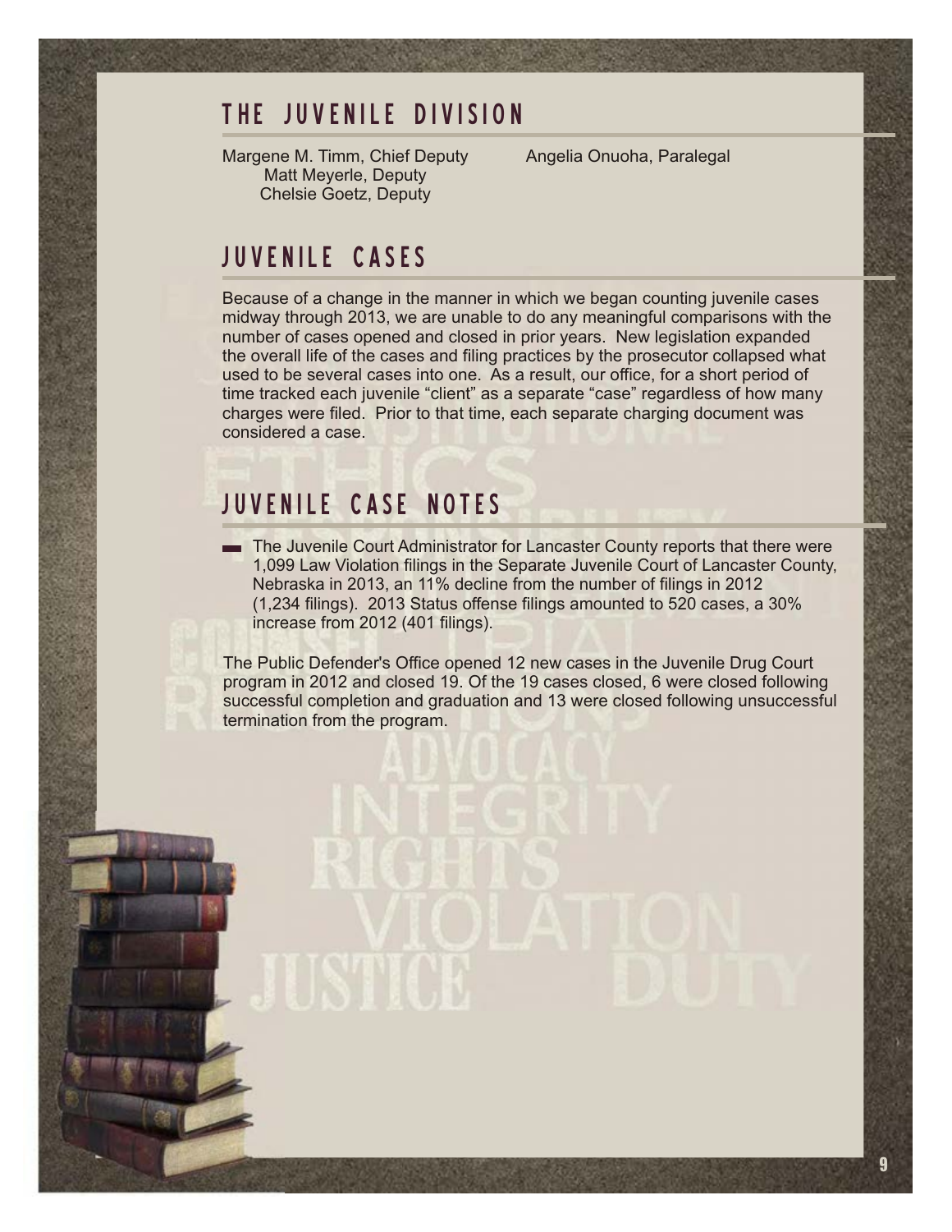## THE JUVENILE DIVISION

Margene M. Timm, Chief Deputy
Matt Meyerle, Deputy
Chelsie Goetz, Deputy

Angelia Onuoha, Paralegal

## JUVENILE CASES

Because of a change in the manner in which we began counting juvenile cases midway through 2013, we are unable to do any meaningful comparisons with the number of cases opened and closed in prior years. New legislation expanded the overall life of the cases and filing practices by the prosecutor collapsed what used to be several cases into one. As a result, our office, for a short period of time tracked each juvenile "client" as a separate "case" regardless of how many charges were filed. Prior to that time, each separate charging document was considered a case.

## JUVENILE CASE NOTES

- The Juvenile Court Administrator for Lancaster County reports that there were 1,099 Law Violation filings in the Separate Juvenile Court of Lancaster County, Nebraska in 2013, an 11% decline from the number of filings in 2012 (1,234 filings). 2013 Status offense filings amounted to 520 cases, a 30% increase from 2012 (401 filings).

The Public Defender's Office opened 12 new cases in the Juvenile Drug Court program in 2012 and closed 19. Of the 19 cases closed, 6 were closed following successful completion and graduation and 13 were closed following unsuccessful termination from the program.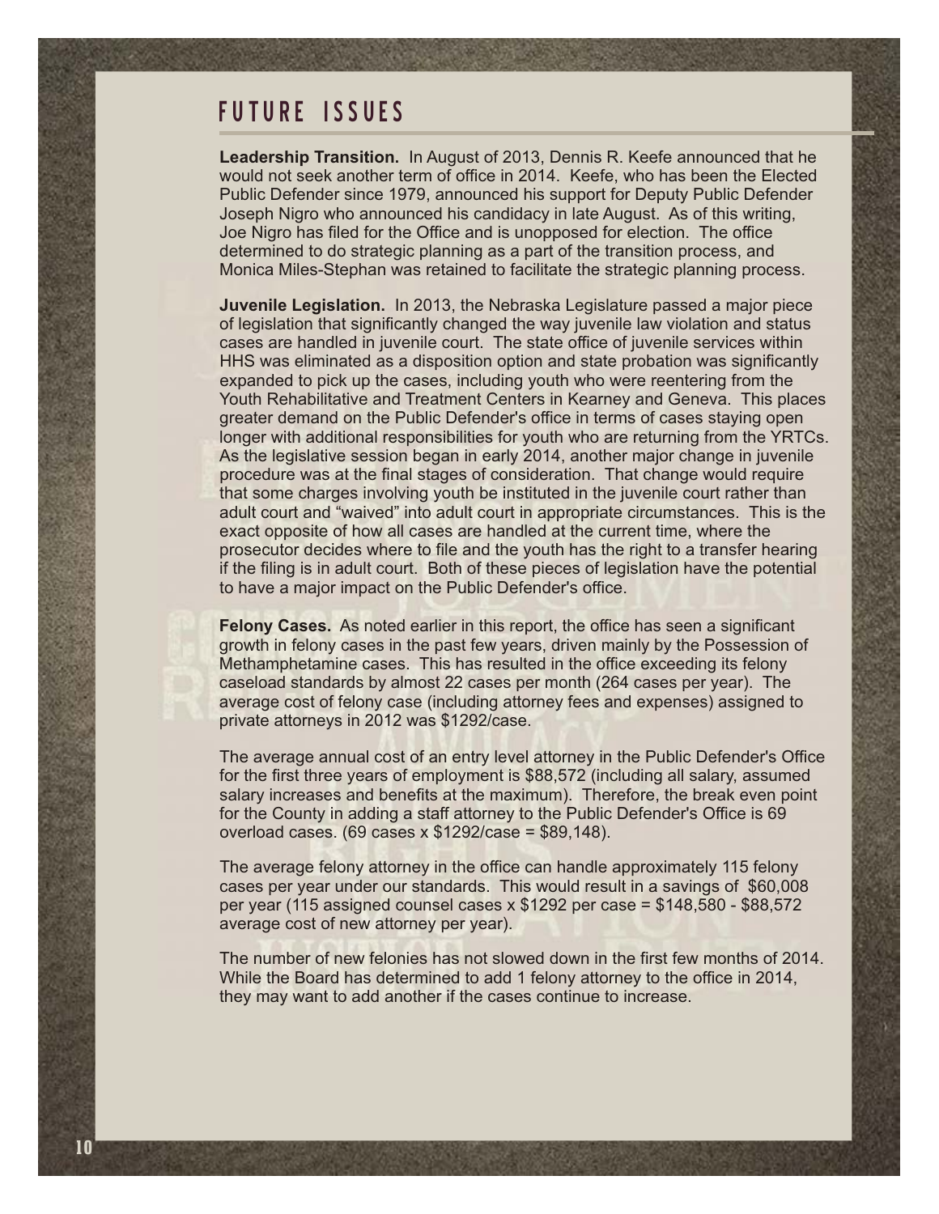# FUTURE ISSUES

**Leadership Transition.** In August of 2013, Dennis R. Keefe announced that he would not seek another term of office in 2014. Keefe, who has been the Elected Public Defender since 1979, announced his support for Deputy Public Defender Joseph Nigro who announced his candidacy in late August. As of this writing, Joe Nigro has filed for the Office and is unopposed for election. The office determined to do strategic planning as a part of the transition process, and Monica Miles-Stephan was retained to facilitate the strategic planning process.

**Juvenile Legislation.** In 2013, the Nebraska Legislature passed a major piece of legislation that significantly changed the way juvenile law violation and status cases are handled in juvenile court. The state office of juvenile services within HHS was eliminated as a disposition option and state probation was significantly expanded to pick up the cases, including youth who were reentering from the Youth Rehabilitative and Treatment Centers in Kearney and Geneva. This places greater demand on the Public Defender's office in terms of cases staying open longer with additional responsibilities for youth who are returning from the YRTCs. As the legislative session began in early 2014, another major change in juvenile procedure was at the final stages of consideration. That change would require that some charges involving youth be instituted in the juvenile court rather than adult court and "waived" into adult court in appropriate circumstances. This is the exact opposite of how all cases are handled at the current time, where the prosecutor decides where to file and the youth has the right to a transfer hearing if the filing is in adult court. Both of these pieces of legislation have the potential to have a major impact on the Public Defender's office.

**Felony Cases.** As noted earlier in this report, the office has seen a significant growth in felony cases in the past few years, driven mainly by the Possession of Methamphetamine cases. This has resulted in the office exceeding its felony caseload standards by almost 22 cases per month (264 cases per year). The average cost of felony case (including attorney fees and expenses) assigned to private attorneys in 2012 was $1292/case.

The average annual cost of an entry level attorney in the Public Defender's Office for the first three years of employment is $88,572 (including all salary, assumed salary increases and benefits at the maximum). Therefore, the break even point for the County in adding a staff attorney to the Public Defender's Office is 69 overload cases. (69 cases x $1292/case = $89,148).

The average felony attorney in the office can handle approximately 115 felony cases per year under our standards. This would result in a savings of $60,008 per year (115 assigned counsel cases x $1292 per case = $148,580 - $88,572 average cost of new attorney per year).

The number of new felonies has not slowed down in the first few months of 2014. While the Board has determined to add 1 felony attorney to the office in 2014, they may want to add another if the cases continue to increase.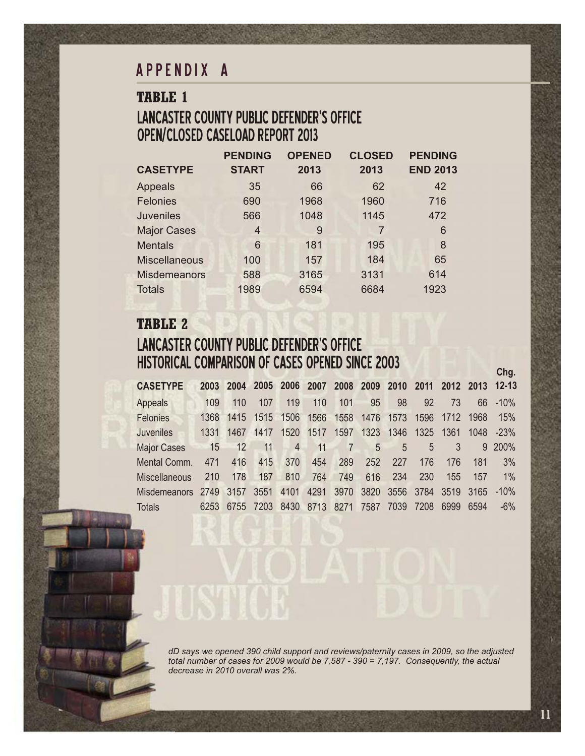# APPENDIX A

## TABLE 1

### LANCASTER COUNTY PUBLIC DEFENDER'S OFFICE OPEN/CLOSED CASELOAD REPORT 2013

| CASETYPE | PENDING START | OPENED 2013 | CLOSED 2013 | PENDING END 2013 |
|---|---|---|---|---|
| Appeals | 35 | 66 | 62 | 42 |
| Felonies | 690 | 1968 | 1960 | 716 |
| Juveniles | 566 | 1048 | 1145 | 472 |
| Major Cases | 4 | 9 | 7 | 6 |
| Mentals | 6 | 181 | 195 | 8 |
| Miscellaneous | 100 | 157 | 184 | 65 |
| Misdemeanors | 588 | 3165 | 3131 | 614 |
| Totals | 1989 | 6594 | 6684 | 1923 |

## TABLE 2

### LANCASTER COUNTY PUBLIC DEFENDER'S OFFICE HISTORICAL COMPARISON OF CASES OPENED SINCE 2003

| CASETYPE | 2003 | 2004 | 2005 | 2006 | 2007 | 2008 | 2009 | 2010 | 2011 | 2012 | 2013 | Chg. 12-13 |
|---|---|---|---|---|---|---|---|---|---|---|---|---|
| Appeals | 109 | 110 | 107 | 119 | 110 | 101 | 95 | 98 | 92 | 73 | 66 | -10% |
| Felonies | 1368 | 1415 | 1515 | 1506 | 1566 | 1558 | 1476 | 1573 | 1596 | 1712 | 1968 | 15% |
| Juveniles | 1331 | 1467 | 1417 | 1520 | 1517 | 1597 | 1323 | 1346 | 1325 | 1361 | 1048 | -23% |
| Major Cases | 15 | 12 | 11 | 4 | 11 | 7 | 5 | 5 | 5 | 3 | 9 | 200% |
| Mental Comm. | 471 | 416 | 415 | 370 | 454 | 289 | 252 | 227 | 176 | 176 | 181 | 3% |
| Miscellaneous | 210 | 178 | 187 | 810 | 764 | 749 | 616 | 234 | 230 | 155 | 157 | 1% |
| Misdemeanors | 2749 | 3157 | 3551 | 4101 | 4291 | 3970 | 3820 | 3556 | 3784 | 3519 | 3165 | -10% |
| Totals | 6253 | 6755 | 7203 | 8430 | 8713 | 8271 | 7587 | 7039 | 7208 | 6999 | 6594 | -6% |

*dD says we opened 390 child support and reviews/paternity cases in 2009, so the adjusted total number of cases for 2009 would be 7,587 - 390 = 7,197. Consequently, the actual decrease in 2010 overall was 2%.*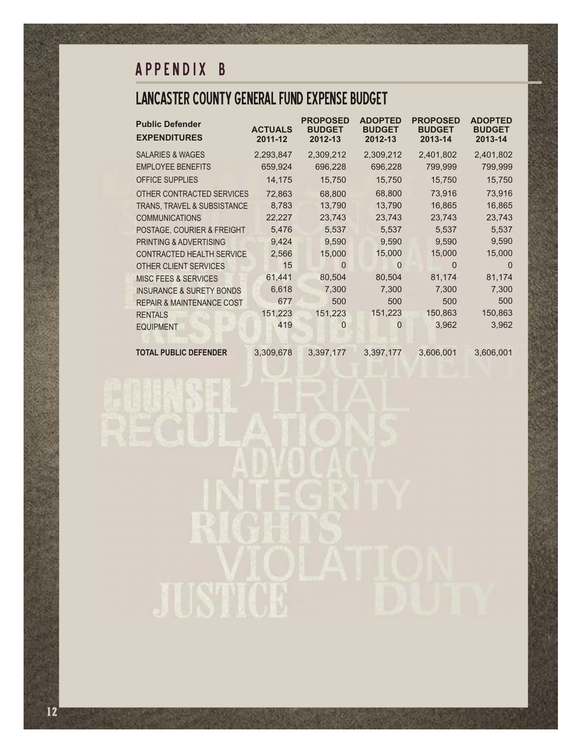# APPENDIX B

## LANCASTER COUNTY GENERAL FUND EXPENSE BUDGET

| Public Defender EXPENDITURES | ACTUALS 2011-12 | PROPOSED BUDGET 2012-13 | ADOPTED BUDGET 2012-13 | PROPOSED BUDGET 2013-14 | ADOPTED BUDGET 2013-14 |
|---|---|---|---|---|---|
| SALARIES & WAGES | 2,293,847 | 2,309,212 | 2,309,212 | 2,401,802 | 2,401,802 |
| EMPLOYEE BENEFITS | 659,924 | 696,228 | 696,228 | 799,999 | 799,999 |
| OFFICE SUPPLIES | 14,175 | 15,750 | 15,750 | 15,750 | 15,750 |
| OTHER CONTRACTED SERVICES | 72,863 | 68,800 | 68,800 | 73,916 | 73,916 |
| TRANS, TRAVEL & SUBSISTANCE | 8,783 | 13,790 | 13,790 | 16,865 | 16,865 |
| COMMUNICATIONS | 22,227 | 23,743 | 23,743 | 23,743 | 23,743 |
| POSTAGE, COURIER & FREIGHT | 5,476 | 5,537 | 5,537 | 5,537 | 5,537 |
| PRINTING & ADVERTISING | 9,424 | 9,590 | 9,590 | 9,590 | 9,590 |
| CONTRACTED HEALTH SERVICE | 2,566 | 15,000 | 15,000 | 15,000 | 15,000 |
| OTHER CLIENT SERVICES | 15 | 0 | 0 | 0 | 0 |
| MISC FEES & SERVICES | 61,441 | 80,504 | 80,504 | 81,174 | 81,174 |
| INSURANCE & SURETY BONDS | 6,618 | 7,300 | 7,300 | 7,300 | 7,300 |
| REPAIR & MAINTENANCE COST | 677 | 500 | 500 | 500 | 500 |
| RENTALS | 151,223 | 151,223 | 151,223 | 150,863 | 150,863 |
| EQUIPMENT | 419 | 0 | 0 | 3,962 | 3,962 |
| **TOTAL PUBLIC DEFENDER** | 3,309,678 | 3,397,177 | 3,397,177 | 3,606,001 | 3,606,001 |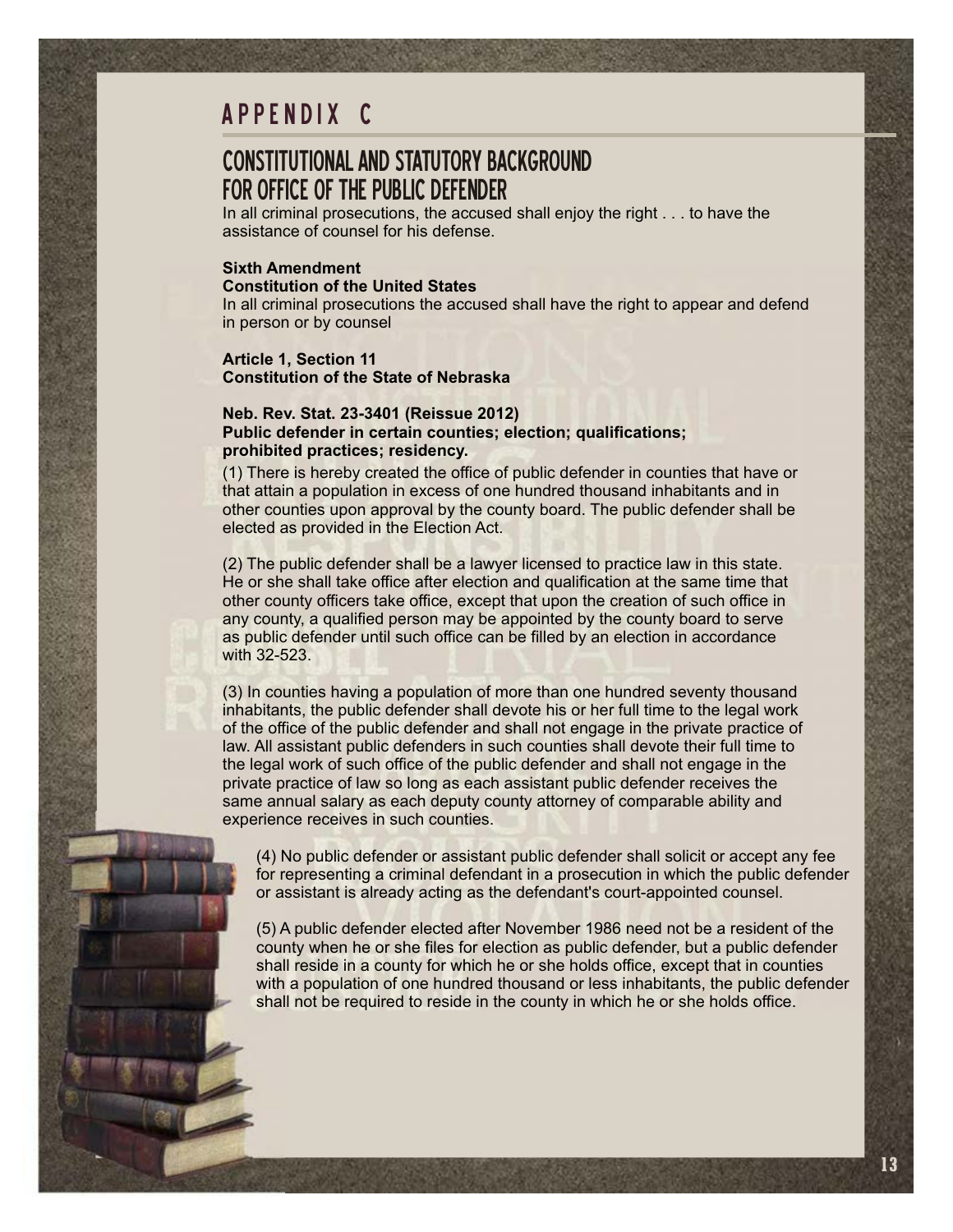# APPENDIX C

## CONSTITUTIONAL AND STATUTORY BACKGROUND FOR OFFICE OF THE PUBLIC DEFENDER

In all criminal prosecutions, the accused shall enjoy the right . . . to have the assistance of counsel for his defense.

**Sixth Amendment**
**Constitution of the United States**

In all criminal prosecutions the accused shall have the right to appear and defend in person or by counsel

**Article 1, Section 11**
**Constitution of the State of Nebraska**

**Neb. Rev. Stat. 23-3401 (Reissue 2012)**
**Public defender in certain counties; election; qualifications; prohibited practices; residency.**

(1) There is hereby created the office of public defender in counties that have or that attain a population in excess of one hundred thousand inhabitants and in other counties upon approval by the county board. The public defender shall be elected as provided in the Election Act.

(2) The public defender shall be a lawyer licensed to practice law in this state. He or she shall take office after election and qualification at the same time that other county officers take office, except that upon the creation of such office in any county, a qualified person may be appointed by the county board to serve as public defender until such office can be filled by an election in accordance with 32-523.

(3) In counties having a population of more than one hundred seventy thousand inhabitants, the public defender shall devote his or her full time to the legal work of the office of the public defender and shall not engage in the private practice of law. All assistant public defenders in such counties shall devote their full time to the legal work of such office of the public defender and shall not engage in the private practice of law so long as each assistant public defender receives the same annual salary as each deputy county attorney of comparable ability and experience receives in such counties.

(4) No public defender or assistant public defender shall solicit or accept any fee for representing a criminal defendant in a prosecution in which the public defender or assistant is already acting as the defendant's court-appointed counsel.

(5) A public defender elected after November 1986 need not be a resident of the county when he or she files for election as public defender, but a public defender shall reside in a county for which he or she holds office, except that in counties with a population of one hundred thousand or less inhabitants, the public defender shall not be required to reside in the county in which he or she holds office.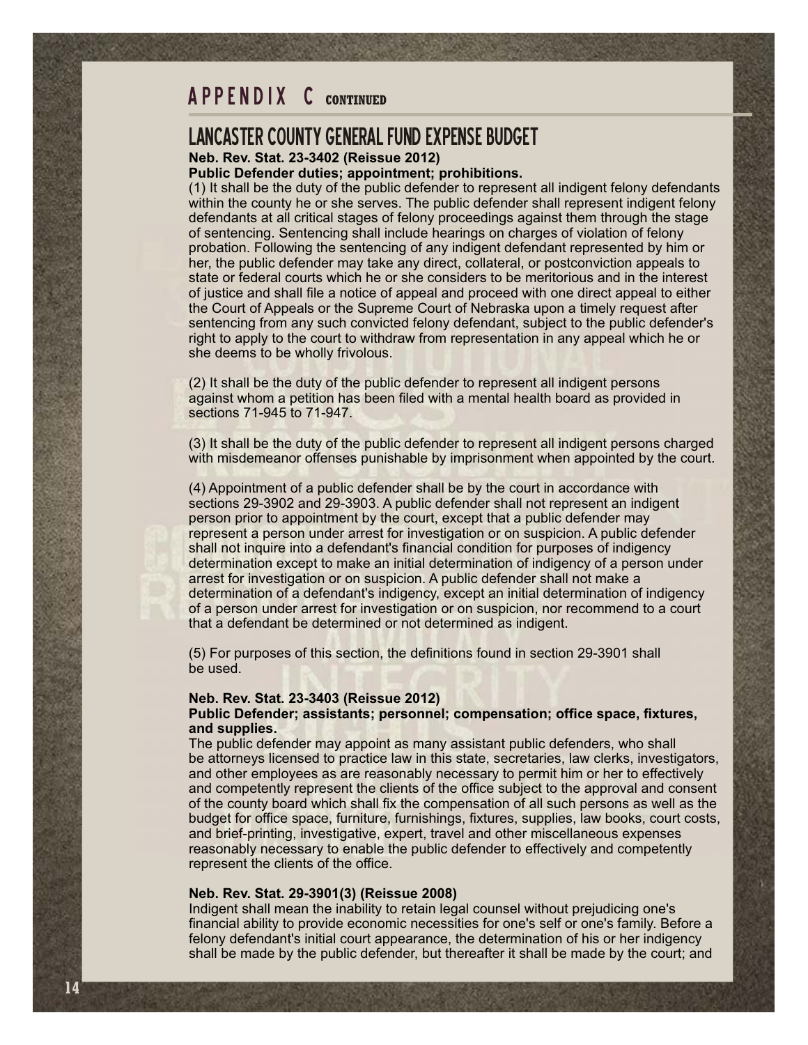# APPENDIX C CONTINUED

## LANCASTER COUNTY GENERAL FUND EXPENSE BUDGET

**Neb. Rev. Stat. 23-3402 (Reissue 2012)**
**Public Defender duties; appointment; prohibitions.**

(1) It shall be the duty of the public defender to represent all indigent felony defendants within the county he or she serves. The public defender shall represent indigent felony defendants at all critical stages of felony proceedings against them through the stage of sentencing. Sentencing shall include hearings on charges of violation of felony probation. Following the sentencing of any indigent defendant represented by him or her, the public defender may take any direct, collateral, or postconviction appeals to state or federal courts which he or she considers to be meritorious and in the interest of justice and shall file a notice of appeal and proceed with one direct appeal to either the Court of Appeals or the Supreme Court of Nebraska upon a timely request after sentencing from any such convicted felony defendant, subject to the public defender's right to apply to the court to withdraw from representation in any appeal which he or she deems to be wholly frivolous.

(2) It shall be the duty of the public defender to represent all indigent persons against whom a petition has been filed with a mental health board as provided in sections 71-945 to 71-947.

(3) It shall be the duty of the public defender to represent all indigent persons charged with misdemeanor offenses punishable by imprisonment when appointed by the court.

(4) Appointment of a public defender shall be by the court in accordance with sections 29-3902 and 29-3903. A public defender shall not represent an indigent person prior to appointment by the court, except that a public defender may represent a person under arrest for investigation or on suspicion. A public defender shall not inquire into a defendant's financial condition for purposes of indigency determination except to make an initial determination of indigency of a person under arrest for investigation or on suspicion. A public defender shall not make a determination of a defendant's indigency, except an initial determination of indigency of a person under arrest for investigation or on suspicion, nor recommend to a court that a defendant be determined or not determined as indigent.

(5) For purposes of this section, the definitions found in section 29-3901 shall be used.

**Neb. Rev. Stat. 23-3403 (Reissue 2012)**
**Public Defender; assistants; personnel; compensation; office space, fixtures, and supplies.**

The public defender may appoint as many assistant public defenders, who shall be attorneys licensed to practice law in this state, secretaries, law clerks, investigators, and other employees as are reasonably necessary to permit him or her to effectively and competently represent the clients of the office subject to the approval and consent of the county board which shall fix the compensation of all such persons as well as the budget for office space, furniture, furnishings, fixtures, supplies, law books, court costs, and brief-printing, investigative, expert, travel and other miscellaneous expenses reasonably necessary to enable the public defender to effectively and competently represent the clients of the office.

**Neb. Rev. Stat. 29-3901(3) (Reissue 2008)**

Indigent shall mean the inability to retain legal counsel without prejudicing one's financial ability to provide economic necessities for one's self or one's family. Before a felony defendant's initial court appearance, the determination of his or her indigency shall be made by the public defender, but thereafter it shall be made by the court; and